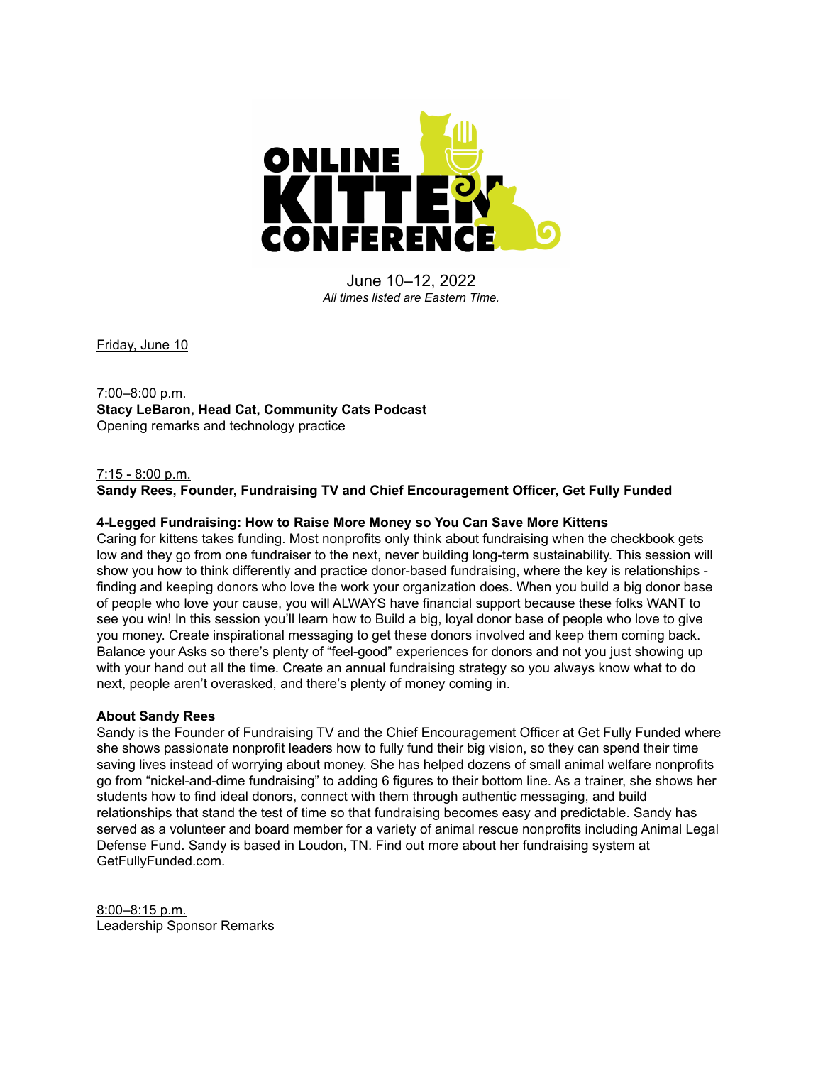# ONLINE KITTEN CONFERENCE

June 10–12, 2022
*All times listed are Eastern Time.*

Friday, June 10

7:00–8:00 p.m.
**Stacy LeBaron, Head Cat, Community Cats Podcast**
Opening remarks and technology practice

7:15 - 8:00 p.m.
**Sandy Rees, Founder, Fundraising TV and Chief Encouragement Officer, Get Fully Funded**

**4-Legged Fundraising: How to Raise More Money so You Can Save More Kittens**
Caring for kittens takes funding. Most nonprofits only think about fundraising when the checkbook gets low and they go from one fundraiser to the next, never building long-term sustainability. This session will show you how to think differently and practice donor-based fundraising, where the key is relationships - finding and keeping donors who love the work your organization does. When you build a big donor base of people who love your cause, you will ALWAYS have financial support because these folks WANT to see you win! In this session you'll learn how to Build a big, loyal donor base of people who love to give you money. Create inspirational messaging to get these donors involved and keep them coming back. Balance your Asks so there's plenty of "feel-good" experiences for donors and not you just showing up with your hand out all the time. Create an annual fundraising strategy so you always know what to do next, people aren't overasked, and there's plenty of money coming in.

**About Sandy Rees**
Sandy is the Founder of Fundraising TV and the Chief Encouragement Officer at Get Fully Funded where she shows passionate nonprofit leaders how to fully fund their big vision, so they can spend their time saving lives instead of worrying about money. She has helped dozens of small animal welfare nonprofits go from "nickel-and-dime fundraising" to adding 6 figures to their bottom line. As a trainer, she shows her students how to find ideal donors, connect with them through authentic messaging, and build relationships that stand the test of time so that fundraising becomes easy and predictable. Sandy has served as a volunteer and board member for a variety of animal rescue nonprofits including Animal Legal Defense Fund. Sandy is based in Loudon, TN. Find out more about her fundraising system at GetFullyFunded.com.

8:00–8:15 p.m.
Leadership Sponsor Remarks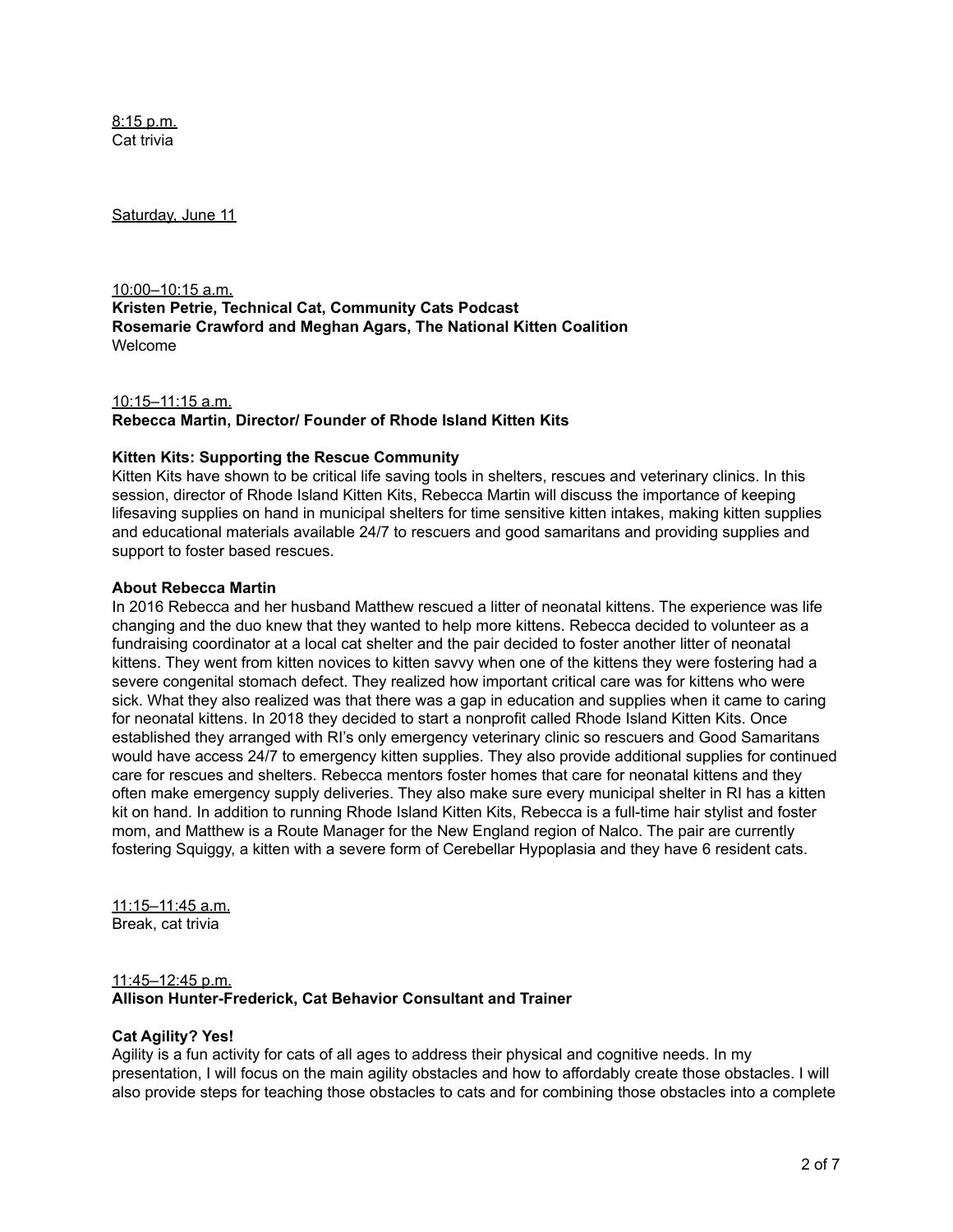8:15 p.m.
Cat trivia

Saturday, June 11

10:00–10:15 a.m.
**Kristen Petrie, Technical Cat, Community Cats Podcast**
**Rosemarie Crawford and Meghan Agars, The National Kitten Coalition**
Welcome

10:15–11:15 a.m.
**Rebecca Martin, Director/ Founder of Rhode Island Kitten Kits**

**Kitten Kits: Supporting the Rescue Community**
Kitten Kits have shown to be critical life saving tools in shelters, rescues and veterinary clinics. In this session, director of Rhode Island Kitten Kits, Rebecca Martin will discuss the importance of keeping lifesaving supplies on hand in municipal shelters for time sensitive kitten intakes, making kitten supplies and educational materials available 24/7 to rescuers and good samaritans and providing supplies and support to foster based rescues.

**About Rebecca Martin**
In 2016 Rebecca and her husband Matthew rescued a litter of neonatal kittens. The experience was life changing and the duo knew that they wanted to help more kittens. Rebecca decided to volunteer as a fundraising coordinator at a local cat shelter and the pair decided to foster another litter of neonatal kittens. They went from kitten novices to kitten savvy when one of the kittens they were fostering had a severe congenital stomach defect. They realized how important critical care was for kittens who were sick. What they also realized was that there was a gap in education and supplies when it came to caring for neonatal kittens. In 2018 they decided to start a nonprofit called Rhode Island Kitten Kits. Once established they arranged with RI's only emergency veterinary clinic so rescuers and Good Samaritans would have access 24/7 to emergency kitten supplies. They also provide additional supplies for continued care for rescues and shelters. Rebecca mentors foster homes that care for neonatal kittens and they often make emergency supply deliveries. They also make sure every municipal shelter in RI has a kitten kit on hand. In addition to running Rhode Island Kitten Kits, Rebecca is a full-time hair stylist and foster mom, and Matthew is a Route Manager for the New England region of Nalco. The pair are currently fostering Squiggy, a kitten with a severe form of Cerebellar Hypoplasia and they have 6 resident cats.

11:15–11:45 a.m.
Break, cat trivia

11:45–12:45 p.m.
**Allison Hunter-Frederick, Cat Behavior Consultant and Trainer**

**Cat Agility? Yes!**
Agility is a fun activity for cats of all ages to address their physical and cognitive needs. In my presentation, I will focus on the main agility obstacles and how to affordably create those obstacles. I will also provide steps for teaching those obstacles to cats and for combining those obstacles into a complete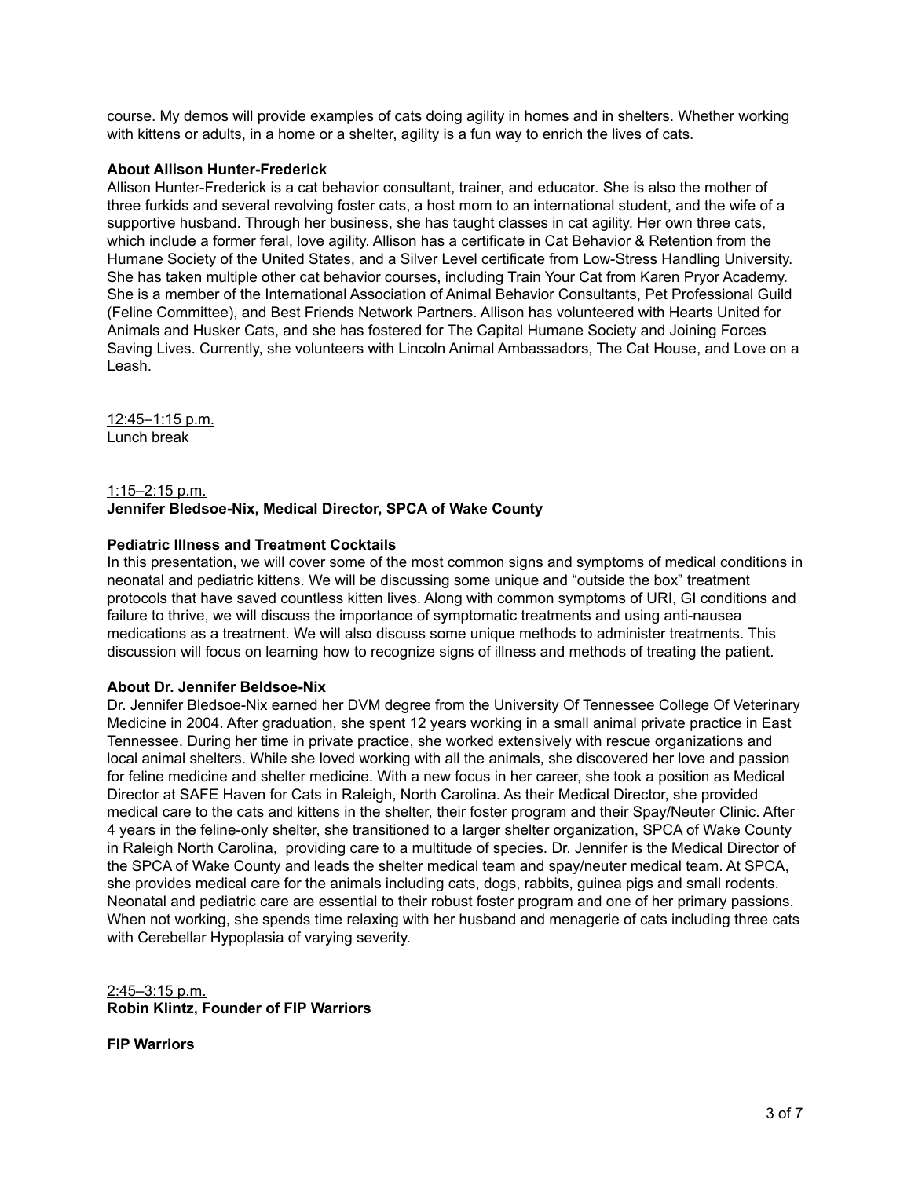course. My demos will provide examples of cats doing agility in homes and in shelters. Whether working with kittens or adults, in a home or a shelter, agility is a fun way to enrich the lives of cats.

**About Allison Hunter-Frederick**

Allison Hunter-Frederick is a cat behavior consultant, trainer, and educator. She is also the mother of three furkids and several revolving foster cats, a host mom to an international student, and the wife of a supportive husband. Through her business, she has taught classes in cat agility. Her own three cats, which include a former feral, love agility. Allison has a certificate in Cat Behavior & Retention from the Humane Society of the United States, and a Silver Level certificate from Low-Stress Handling University. She has taken multiple other cat behavior courses, including Train Your Cat from Karen Pryor Academy. She is a member of the International Association of Animal Behavior Consultants, Pet Professional Guild (Feline Committee), and Best Friends Network Partners. Allison has volunteered with Hearts United for Animals and Husker Cats, and she has fostered for The Capital Humane Society and Joining Forces Saving Lives. Currently, she volunteers with Lincoln Animal Ambassadors, The Cat House, and Love on a Leash.

<u>12:45–1:15 p.m.</u>
Lunch break

<u>1:15–2:15 p.m.</u>
**Jennifer Bledsoe-Nix, Medical Director, SPCA of Wake County**

**Pediatric Illness and Treatment Cocktails**

In this presentation, we will cover some of the most common signs and symptoms of medical conditions in neonatal and pediatric kittens. We will be discussing some unique and "outside the box" treatment protocols that have saved countless kitten lives. Along with common symptoms of URI, GI conditions and failure to thrive, we will discuss the importance of symptomatic treatments and using anti-nausea medications as a treatment. We will also discuss some unique methods to administer treatments. This discussion will focus on learning how to recognize signs of illness and methods of treating the patient.

**About Dr. Jennifer Beldsoe-Nix**

Dr. Jennifer Bledsoe-Nix earned her DVM degree from the University Of Tennessee College Of Veterinary Medicine in 2004. After graduation, she spent 12 years working in a small animal private practice in East Tennessee. During her time in private practice, she worked extensively with rescue organizations and local animal shelters. While she loved working with all the animals, she discovered her love and passion for feline medicine and shelter medicine. With a new focus in her career, she took a position as Medical Director at SAFE Haven for Cats in Raleigh, North Carolina. As their Medical Director, she provided medical care to the cats and kittens in the shelter, their foster program and their Spay/Neuter Clinic. After 4 years in the feline-only shelter, she transitioned to a larger shelter organization, SPCA of Wake County in Raleigh North Carolina, providing care to a multitude of species. Dr. Jennifer is the Medical Director of the SPCA of Wake County and leads the shelter medical team and spay/neuter medical team. At SPCA, she provides medical care for the animals including cats, dogs, rabbits, guinea pigs and small rodents. Neonatal and pediatric care are essential to their robust foster program and one of her primary passions. When not working, she spends time relaxing with her husband and menagerie of cats including three cats with Cerebellar Hypoplasia of varying severity.

<u>2:45–3:15 p.m.</u>
**Robin Klintz, Founder of FIP Warriors**

**FIP Warriors**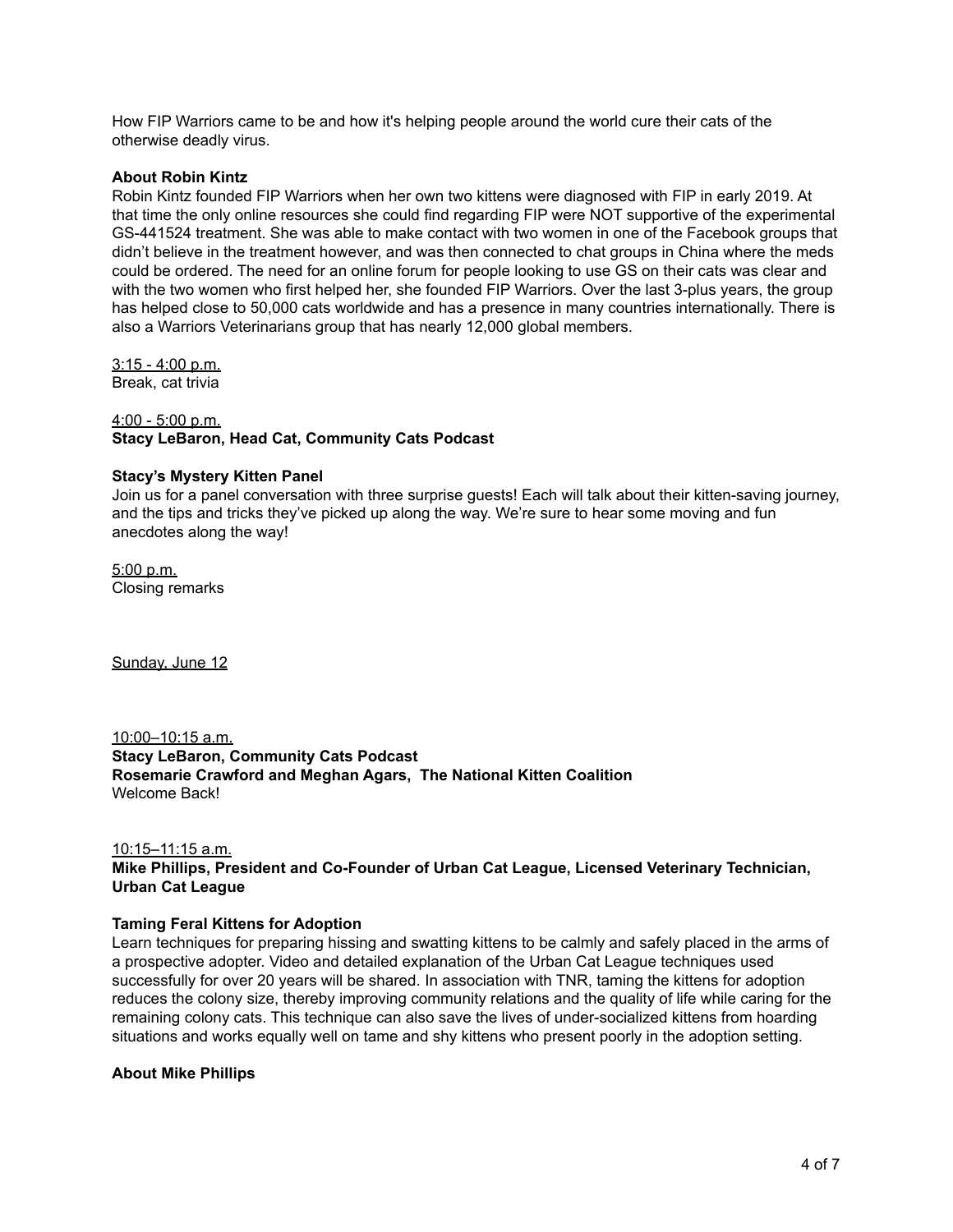How FIP Warriors came to be and how it's helping people around the world cure their cats of the otherwise deadly virus.

**About Robin Kintz**

Robin Kintz founded FIP Warriors when her own two kittens were diagnosed with FIP in early 2019. At that time the only online resources she could find regarding FIP were NOT supportive of the experimental GS-441524 treatment. She was able to make contact with two women in one of the Facebook groups that didn't believe in the treatment however, and was then connected to chat groups in China where the meds could be ordered. The need for an online forum for people looking to use GS on their cats was clear and with the two women who first helped her, she founded FIP Warriors. Over the last 3-plus years, the group has helped close to 50,000 cats worldwide and has a presence in many countries internationally. There is also a Warriors Veterinarians group that has nearly 12,000 global members.

3:15 - 4:00 p.m.
Break, cat trivia

4:00 - 5:00 p.m.
**Stacy LeBaron, Head Cat, Community Cats Podcast**

**Stacy's Mystery Kitten Panel**

Join us for a panel conversation with three surprise guests! Each will talk about their kitten-saving journey, and the tips and tricks they've picked up along the way. We're sure to hear some moving and fun anecdotes along the way!

5:00 p.m.
Closing remarks

Sunday, June 12

10:00–10:15 a.m.
**Stacy LeBaron, Community Cats Podcast**
**Rosemarie Crawford and Meghan Agars, The National Kitten Coalition**
Welcome Back!

10:15–11:15 a.m.
**Mike Phillips, President and Co-Founder of Urban Cat League, Licensed Veterinary Technician, Urban Cat League**

**Taming Feral Kittens for Adoption**

Learn techniques for preparing hissing and swatting kittens to be calmly and safely placed in the arms of a prospective adopter. Video and detailed explanation of the Urban Cat League techniques used successfully for over 20 years will be shared. In association with TNR, taming the kittens for adoption reduces the colony size, thereby improving community relations and the quality of life while caring for the remaining colony cats. This technique can also save the lives of under-socialized kittens from hoarding situations and works equally well on tame and shy kittens who present poorly in the adoption setting.

**About Mike Phillips**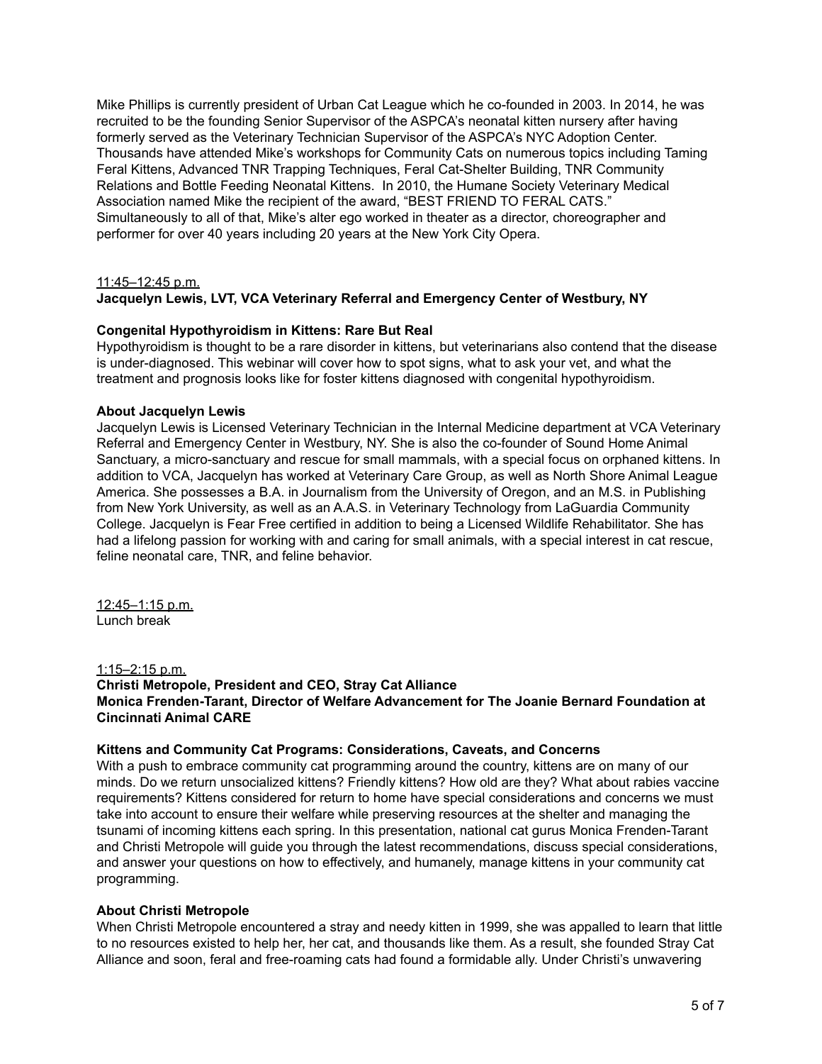Mike Phillips is currently president of Urban Cat League which he co-founded in 2003. In 2014, he was recruited to be the founding Senior Supervisor of the ASPCA's neonatal kitten nursery after having formerly served as the Veterinary Technician Supervisor of the ASPCA's NYC Adoption Center. Thousands have attended Mike's workshops for Community Cats on numerous topics including Taming Feral Kittens, Advanced TNR Trapping Techniques, Feral Cat-Shelter Building, TNR Community Relations and Bottle Feeding Neonatal Kittens. In 2010, the Humane Society Veterinary Medical Association named Mike the recipient of the award, "BEST FRIEND TO FERAL CATS." Simultaneously to all of that, Mike's alter ego worked in theater as a director, choreographer and performer for over 40 years including 20 years at the New York City Opera.

<u>11:45–12:45 p.m.</u>

**Jacquelyn Lewis, LVT, VCA Veterinary Referral and Emergency Center of Westbury, NY**

**Congenital Hypothyroidism in Kittens: Rare But Real**

Hypothyroidism is thought to be a rare disorder in kittens, but veterinarians also contend that the disease is under-diagnosed. This webinar will cover how to spot signs, what to ask your vet, and what the treatment and prognosis looks like for foster kittens diagnosed with congenital hypothyroidism.

**About Jacquelyn Lewis**

Jacquelyn Lewis is Licensed Veterinary Technician in the Internal Medicine department at VCA Veterinary Referral and Emergency Center in Westbury, NY. She is also the co-founder of Sound Home Animal Sanctuary, a micro-sanctuary and rescue for small mammals, with a special focus on orphaned kittens. In addition to VCA, Jacquelyn has worked at Veterinary Care Group, as well as North Shore Animal League America. She possesses a B.A. in Journalism from the University of Oregon, and an M.S. in Publishing from New York University, as well as an A.A.S. in Veterinary Technology from LaGuardia Community College. Jacquelyn is Fear Free certified in addition to being a Licensed Wildlife Rehabilitator. She has had a lifelong passion for working with and caring for small animals, with a special interest in cat rescue, feline neonatal care, TNR, and feline behavior.

<u>12:45–1:15 p.m.</u>

Lunch break

<u>1:15–2:15 p.m.</u>

**Christi Metropole, President and CEO, Stray Cat Alliance**
**Monica Frenden-Tarant, Director of Welfare Advancement for The Joanie Bernard Foundation at Cincinnati Animal CARE**

**Kittens and Community Cat Programs: Considerations, Caveats, and Concerns**

With a push to embrace community cat programming around the country, kittens are on many of our minds. Do we return unsocialized kittens? Friendly kittens? How old are they? What about rabies vaccine requirements? Kittens considered for return to home have special considerations and concerns we must take into account to ensure their welfare while preserving resources at the shelter and managing the tsunami of incoming kittens each spring. In this presentation, national cat gurus Monica Frenden-Tarant and Christi Metropole will guide you through the latest recommendations, discuss special considerations, and answer your questions on how to effectively, and humanely, manage kittens in your community cat programming.

**About Christi Metropole**

When Christi Metropole encountered a stray and needy kitten in 1999, she was appalled to learn that little to no resources existed to help her, her cat, and thousands like them. As a result, she founded Stray Cat Alliance and soon, feral and free-roaming cats had found a formidable ally. Under Christi's unwavering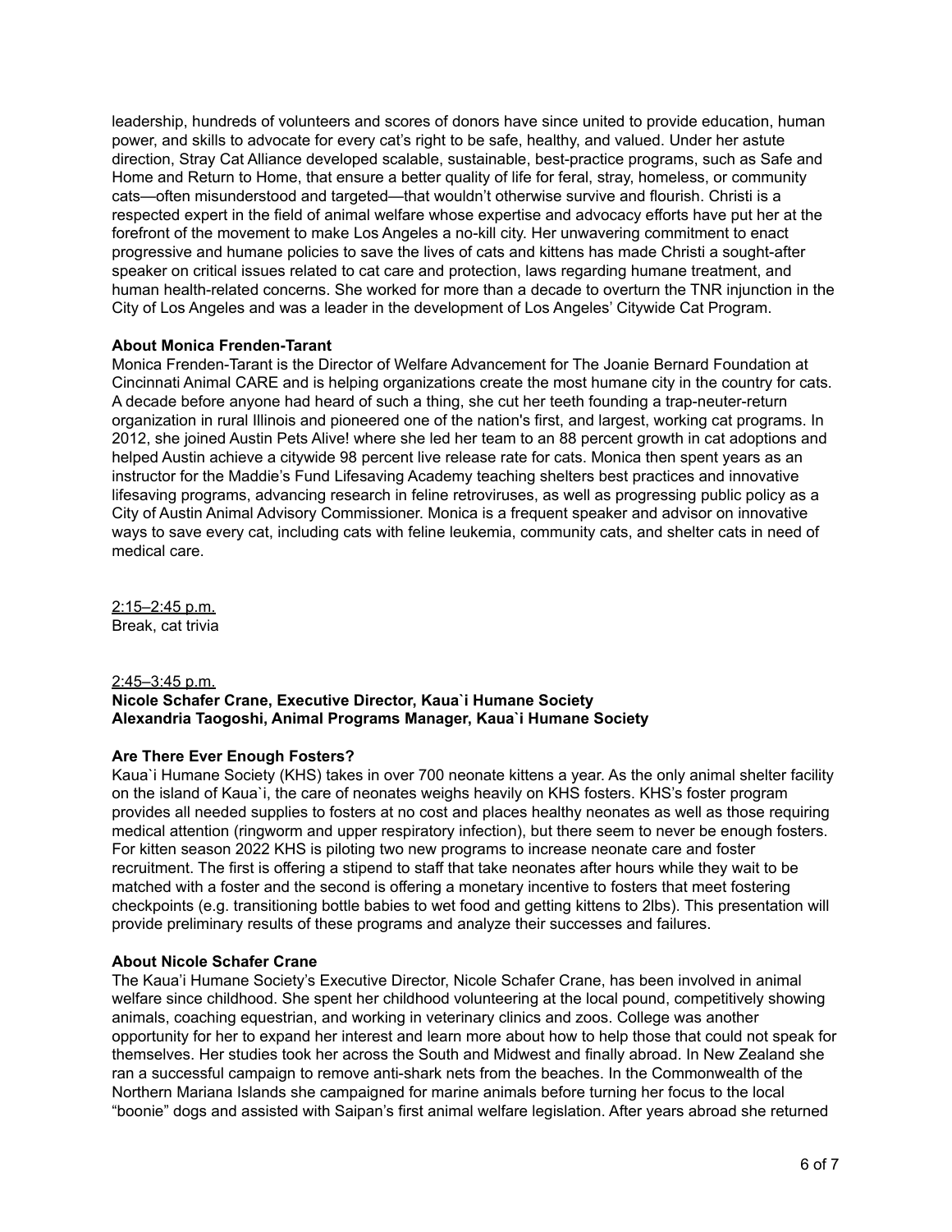leadership, hundreds of volunteers and scores of donors have since united to provide education, human power, and skills to advocate for every cat's right to be safe, healthy, and valued. Under her astute direction, Stray Cat Alliance developed scalable, sustainable, best-practice programs, such as Safe and Home and Return to Home, that ensure a better quality of life for feral, stray, homeless, or community cats—often misunderstood and targeted—that wouldn't otherwise survive and flourish. Christi is a respected expert in the field of animal welfare whose expertise and advocacy efforts have put her at the forefront of the movement to make Los Angeles a no-kill city. Her unwavering commitment to enact progressive and humane policies to save the lives of cats and kittens has made Christi a sought-after speaker on critical issues related to cat care and protection, laws regarding humane treatment, and human health-related concerns. She worked for more than a decade to overturn the TNR injunction in the City of Los Angeles and was a leader in the development of Los Angeles' Citywide Cat Program.

**About Monica Frenden-Tarant**

Monica Frenden-Tarant is the Director of Welfare Advancement for The Joanie Bernard Foundation at Cincinnati Animal CARE and is helping organizations create the most humane city in the country for cats. A decade before anyone had heard of such a thing, she cut her teeth founding a trap-neuter-return organization in rural Illinois and pioneered one of the nation's first, and largest, working cat programs. In 2012, she joined Austin Pets Alive! where she led her team to an 88 percent growth in cat adoptions and helped Austin achieve a citywide 98 percent live release rate for cats. Monica then spent years as an instructor for the Maddie's Fund Lifesaving Academy teaching shelters best practices and innovative lifesaving programs, advancing research in feline retroviruses, as well as progressing public policy as a City of Austin Animal Advisory Commissioner. Monica is a frequent speaker and advisor on innovative ways to save every cat, including cats with feline leukemia, community cats, and shelter cats in need of medical care.

2:15–2:45 p.m.
Break, cat trivia

2:45–3:45 p.m.
**Nicole Schafer Crane, Executive Director, Kaua`i Humane Society**
**Alexandria Taogoshi, Animal Programs Manager, Kaua`i Humane Society**

**Are There Ever Enough Fosters?**

Kaua`i Humane Society (KHS) takes in over 700 neonate kittens a year. As the only animal shelter facility on the island of Kaua`i, the care of neonates weighs heavily on KHS fosters. KHS's foster program provides all needed supplies to fosters at no cost and places healthy neonates as well as those requiring medical attention (ringworm and upper respiratory infection), but there seem to never be enough fosters. For kitten season 2022 KHS is piloting two new programs to increase neonate care and foster recruitment. The first is offering a stipend to staff that take neonates after hours while they wait to be matched with a foster and the second is offering a monetary incentive to fosters that meet fostering checkpoints (e.g. transitioning bottle babies to wet food and getting kittens to 2lbs). This presentation will provide preliminary results of these programs and analyze their successes and failures.

**About Nicole Schafer Crane**

The Kaua'i Humane Society's Executive Director, Nicole Schafer Crane, has been involved in animal welfare since childhood. She spent her childhood volunteering at the local pound, competitively showing animals, coaching equestrian, and working in veterinary clinics and zoos. College was another opportunity for her to expand her interest and learn more about how to help those that could not speak for themselves. Her studies took her across the South and Midwest and finally abroad. In New Zealand she ran a successful campaign to remove anti-shark nets from the beaches. In the Commonwealth of the Northern Mariana Islands she campaigned for marine animals before turning her focus to the local "boonie" dogs and assisted with Saipan's first animal welfare legislation. After years abroad she returned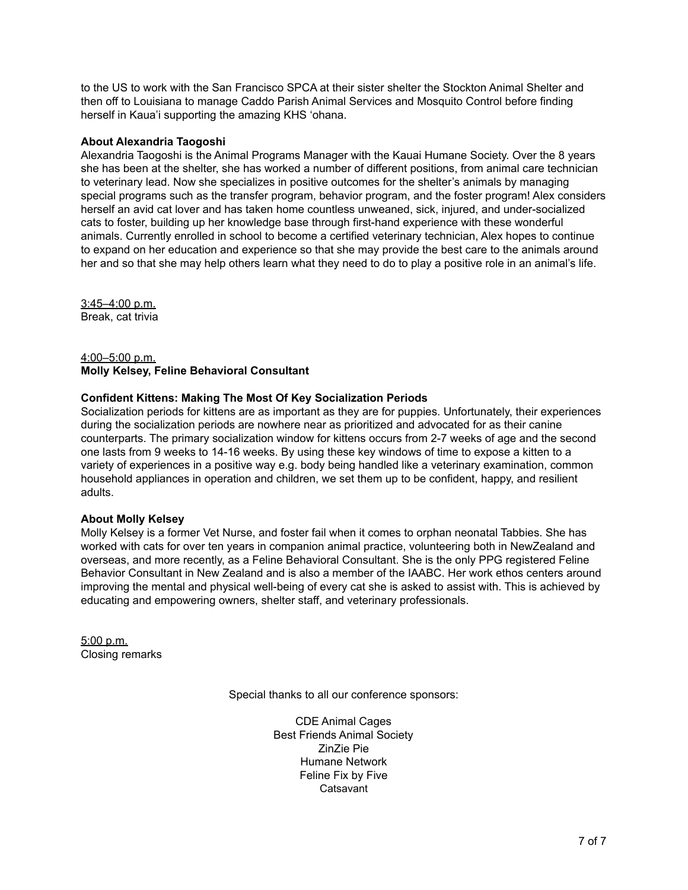to the US to work with the San Francisco SPCA at their sister shelter the Stockton Animal Shelter and then off to Louisiana to manage Caddo Parish Animal Services and Mosquito Control before finding herself in Kaua'i supporting the amazing KHS 'ohana.

**About Alexandria Taogoshi**
Alexandria Taogoshi is the Animal Programs Manager with the Kauai Humane Society. Over the 8 years she has been at the shelter, she has worked a number of different positions, from animal care technician to veterinary lead. Now she specializes in positive outcomes for the shelter's animals by managing special programs such as the transfer program, behavior program, and the foster program! Alex considers herself an avid cat lover and has taken home countless unweaned, sick, injured, and under-socialized cats to foster, building up her knowledge base through first-hand experience with these wonderful animals. Currently enrolled in school to become a certified veterinary technician, Alex hopes to continue to expand on her education and experience so that she may provide the best care to the animals around her and so that she may help others learn what they need to do to play a positive role in an animal's life.

3:45–4:00 p.m.
Break, cat trivia

4:00–5:00 p.m.
**Molly Kelsey, Feline Behavioral Consultant**

**Confident Kittens: Making The Most Of Key Socialization Periods**
Socialization periods for kittens are as important as they are for puppies. Unfortunately, their experiences during the socialization periods are nowhere near as prioritized and advocated for as their canine counterparts. The primary socialization window for kittens occurs from 2-7 weeks of age and the second one lasts from 9 weeks to 14-16 weeks. By using these key windows of time to expose a kitten to a variety of experiences in a positive way e.g. body being handled like a veterinary examination, common household appliances in operation and children, we set them up to be confident, happy, and resilient adults.

**About Molly Kelsey**
Molly Kelsey is a former Vet Nurse, and foster fail when it comes to orphan neonatal Tabbies. She has worked with cats for over ten years in companion animal practice, volunteering both in NewZealand and overseas, and more recently, as a Feline Behavioral Consultant. She is the only PPG registered Feline Behavior Consultant in New Zealand and is also a member of the IAABC. Her work ethos centers around improving the mental and physical well-being of every cat she is asked to assist with. This is achieved by educating and empowering owners, shelter staff, and veterinary professionals.

5:00 p.m.
Closing remarks

Special thanks to all our conference sponsors:

CDE Animal Cages
Best Friends Animal Society
ZinZie Pie
Humane Network
Feline Fix by Five
Catsavant